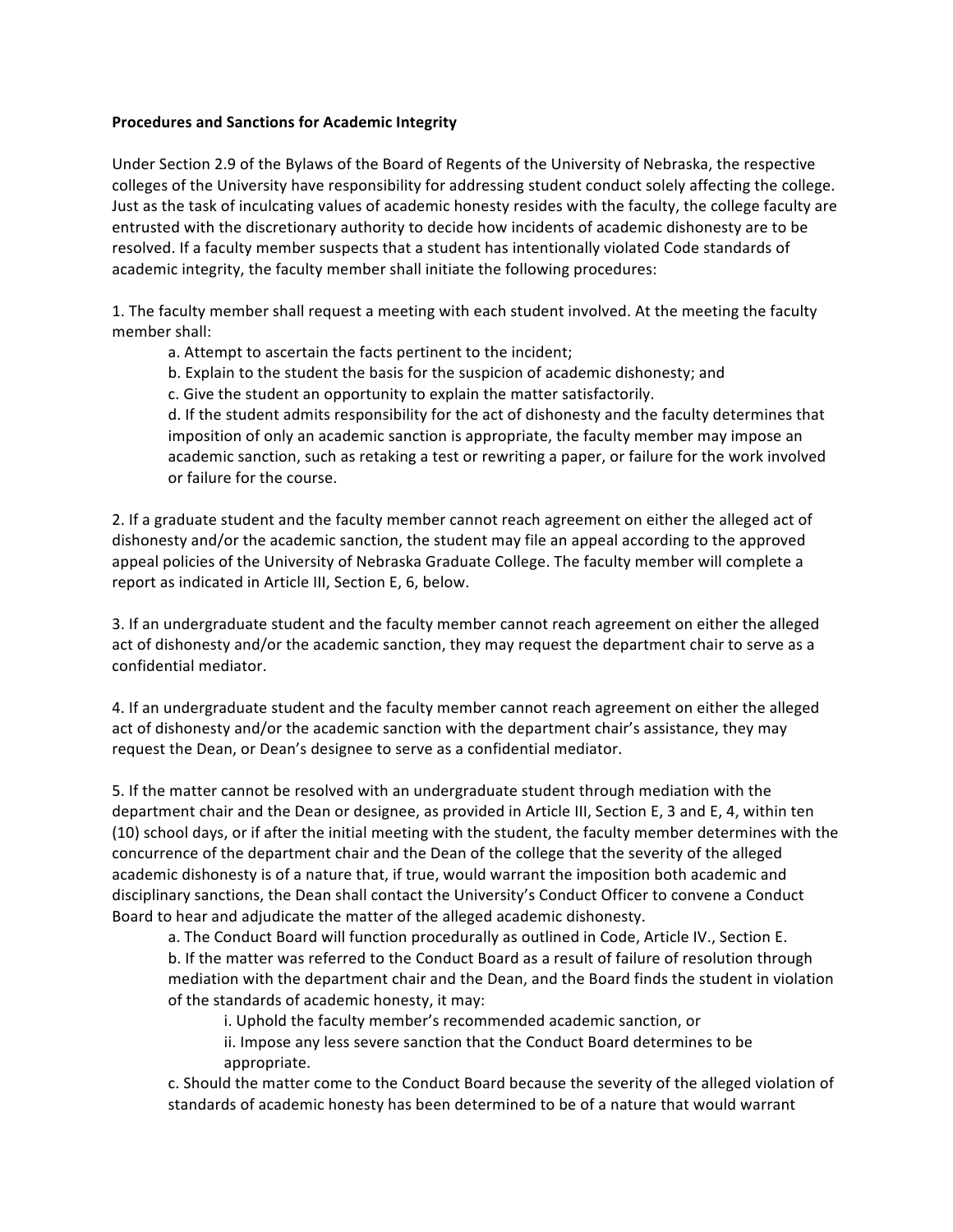**Procedures and Sanctions for Academic Integrity**

Under Section 2.9 of the Bylaws of the Board of Regents of the University of Nebraska, the respective colleges of the University have responsibility for addressing student conduct solely affecting the college. Just as the task of inculcating values of academic honesty resides with the faculty, the college faculty are entrusted with the discretionary authority to decide how incidents of academic dishonesty are to be resolved. If a faculty member suspects that a student has intentionally violated Code standards of academic integrity, the faculty member shall initiate the following procedures:

1. The faculty member shall request a meeting with each student involved. At the meeting the faculty member shall:
   - a. Attempt to ascertain the facts pertinent to the incident;
   - b. Explain to the student the basis for the suspicion of academic dishonesty; and
   - c. Give the student an opportunity to explain the matter satisfactorily.
   - d. If the student admits responsibility for the act of dishonesty and the faculty determines that imposition of only an academic sanction is appropriate, the faculty member may impose an academic sanction, such as retaking a test or rewriting a paper, or failure for the work involved or failure for the course.

2. If a graduate student and the faculty member cannot reach agreement on either the alleged act of dishonesty and/or the academic sanction, the student may file an appeal according to the approved appeal policies of the University of Nebraska Graduate College. The faculty member will complete a report as indicated in Article III, Section E, 6, below.

3. If an undergraduate student and the faculty member cannot reach agreement on either the alleged act of dishonesty and/or the academic sanction, they may request the department chair to serve as a confidential mediator.

4. If an undergraduate student and the faculty member cannot reach agreement on either the alleged act of dishonesty and/or the academic sanction with the department chair's assistance, they may request the Dean, or Dean's designee to serve as a confidential mediator.

5. If the matter cannot be resolved with an undergraduate student through mediation with the department chair and the Dean or designee, as provided in Article III, Section E, 3 and E, 4, within ten (10) school days, or if after the initial meeting with the student, the faculty member determines with the concurrence of the department chair and the Dean of the college that the severity of the alleged academic dishonesty is of a nature that, if true, would warrant the imposition both academic and disciplinary sanctions, the Dean shall contact the University's Conduct Officer to convene a Conduct Board to hear and adjudicate the matter of the alleged academic dishonesty.
   - a. The Conduct Board will function procedurally as outlined in Code, Article IV., Section E.
   - b. If the matter was referred to the Conduct Board as a result of failure of resolution through mediation with the department chair and the Dean, and the Board finds the student in violation of the standards of academic honesty, it may:
     - i. Uphold the faculty member's recommended academic sanction, or
     - ii. Impose any less severe sanction that the Conduct Board determines to be appropriate.
   - c. Should the matter come to the Conduct Board because the severity of the alleged violation of standards of academic honesty has been determined to be of a nature that would warrant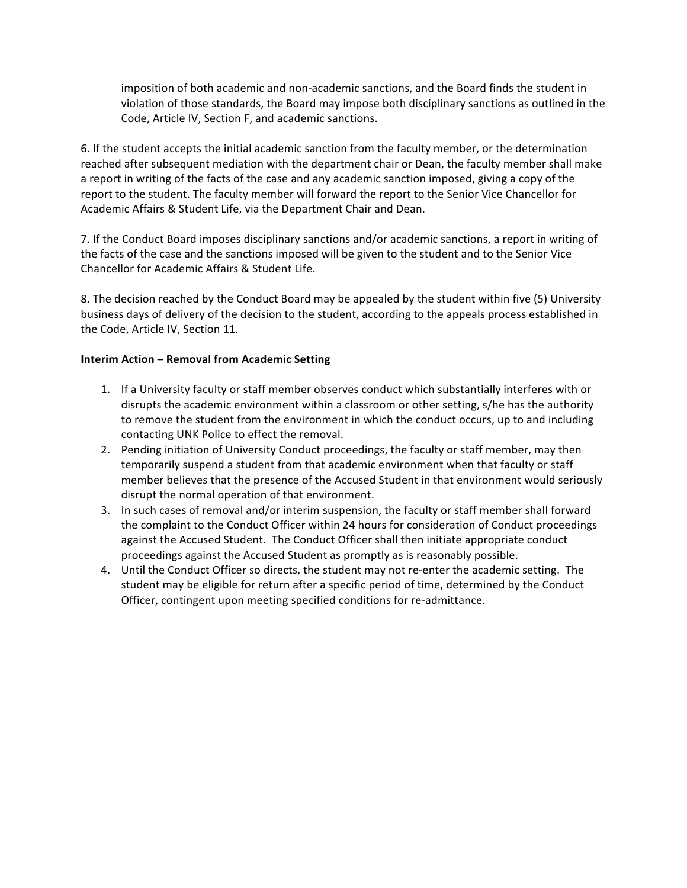imposition of both academic and non-academic sanctions, and the Board finds the student in violation of those standards, the Board may impose both disciplinary sanctions as outlined in the Code, Article IV, Section F, and academic sanctions.

6. If the student accepts the initial academic sanction from the faculty member, or the determination reached after subsequent mediation with the department chair or Dean, the faculty member shall make a report in writing of the facts of the case and any academic sanction imposed, giving a copy of the report to the student. The faculty member will forward the report to the Senior Vice Chancellor for Academic Affairs & Student Life, via the Department Chair and Dean.

7. If the Conduct Board imposes disciplinary sanctions and/or academic sanctions, a report in writing of the facts of the case and the sanctions imposed will be given to the student and to the Senior Vice Chancellor for Academic Affairs & Student Life.

8. The decision reached by the Conduct Board may be appealed by the student within five (5) University business days of delivery of the decision to the student, according to the appeals process established in the Code, Article IV, Section 11.

**Interim Action – Removal from Academic Setting**

1. If a University faculty or staff member observes conduct which substantially interferes with or disrupts the academic environment within a classroom or other setting, s/he has the authority to remove the student from the environment in which the conduct occurs, up to and including contacting UNK Police to effect the removal.
2. Pending initiation of University Conduct proceedings, the faculty or staff member, may then temporarily suspend a student from that academic environment when that faculty or staff member believes that the presence of the Accused Student in that environment would seriously disrupt the normal operation of that environment.
3. In such cases of removal and/or interim suspension, the faculty or staff member shall forward the complaint to the Conduct Officer within 24 hours for consideration of Conduct proceedings against the Accused Student. The Conduct Officer shall then initiate appropriate conduct proceedings against the Accused Student as promptly as is reasonably possible.
4. Until the Conduct Officer so directs, the student may not re-enter the academic setting. The student may be eligible for return after a specific period of time, determined by the Conduct Officer, contingent upon meeting specified conditions for re-admittance.